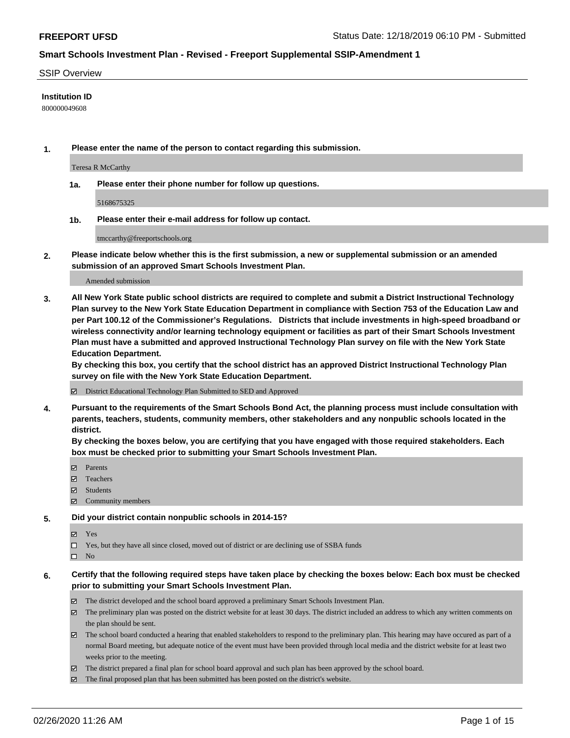**FREEPORT UFSD** Status Date: 12/18/2019 06:10 PM - Submitted

## Smart Schools Investment Plan - Revised - Freeport Supplemental SSIP-Amendment 1

SSIP Overview

**Institution ID**

800000049608

**1. Please enter the name of the person to contact regarding this submission.**

Teresa R McCarthy

**1a. Please enter their phone number for follow up questions.**

5168675325

**1b. Please enter their e-mail address for follow up contact.**

tmccarthy@freeportschools.org

**2. Please indicate below whether this is the first submission, a new or supplemental submission or an amended submission of an approved Smart Schools Investment Plan.**

Amended submission

**3. All New York State public school districts are required to complete and submit a District Instructional Technology Plan survey to the New York State Education Department in compliance with Section 753 of the Education Law and per Part 100.12 of the Commissioner's Regulations. Districts that include investments in high-speed broadband or wireless connectivity and/or learning technology equipment or facilities as part of their Smart Schools Investment Plan must have a submitted and approved Instructional Technology Plan survey on file with the New York State Education Department.**
**By checking this box, you certify that the school district has an approved District Instructional Technology Plan survey on file with the New York State Education Department.**

☑ District Educational Technology Plan Submitted to SED and Approved

**4. Pursuant to the requirements of the Smart Schools Bond Act, the planning process must include consultation with parents, teachers, students, community members, other stakeholders and any nonpublic schools located in the district.**
**By checking the boxes below, you are certifying that you have engaged with those required stakeholders. Each box must be checked prior to submitting your Smart Schools Investment Plan.**

☑ Parents
☑ Teachers
☑ Students
☑ Community members

**5. Did your district contain nonpublic schools in 2014-15?**

☑ Yes
☐ Yes, but they have all since closed, moved out of district or are declining use of SSBA funds
☐ No

**6. Certify that the following required steps have taken place by checking the boxes below: Each box must be checked prior to submitting your Smart Schools Investment Plan.**

☑ The district developed and the school board approved a preliminary Smart Schools Investment Plan.
☑ The preliminary plan was posted on the district website for at least 30 days. The district included an address to which any written comments on the plan should be sent.
☑ The school board conducted a hearing that enabled stakeholders to respond to the preliminary plan. This hearing may have occured as part of a normal Board meeting, but adequate notice of the event must have been provided through local media and the district website for at least two weeks prior to the meeting.
☑ The district prepared a final plan for school board approval and such plan has been approved by the school board.
☑ The final proposed plan that has been submitted has been posted on the district's website.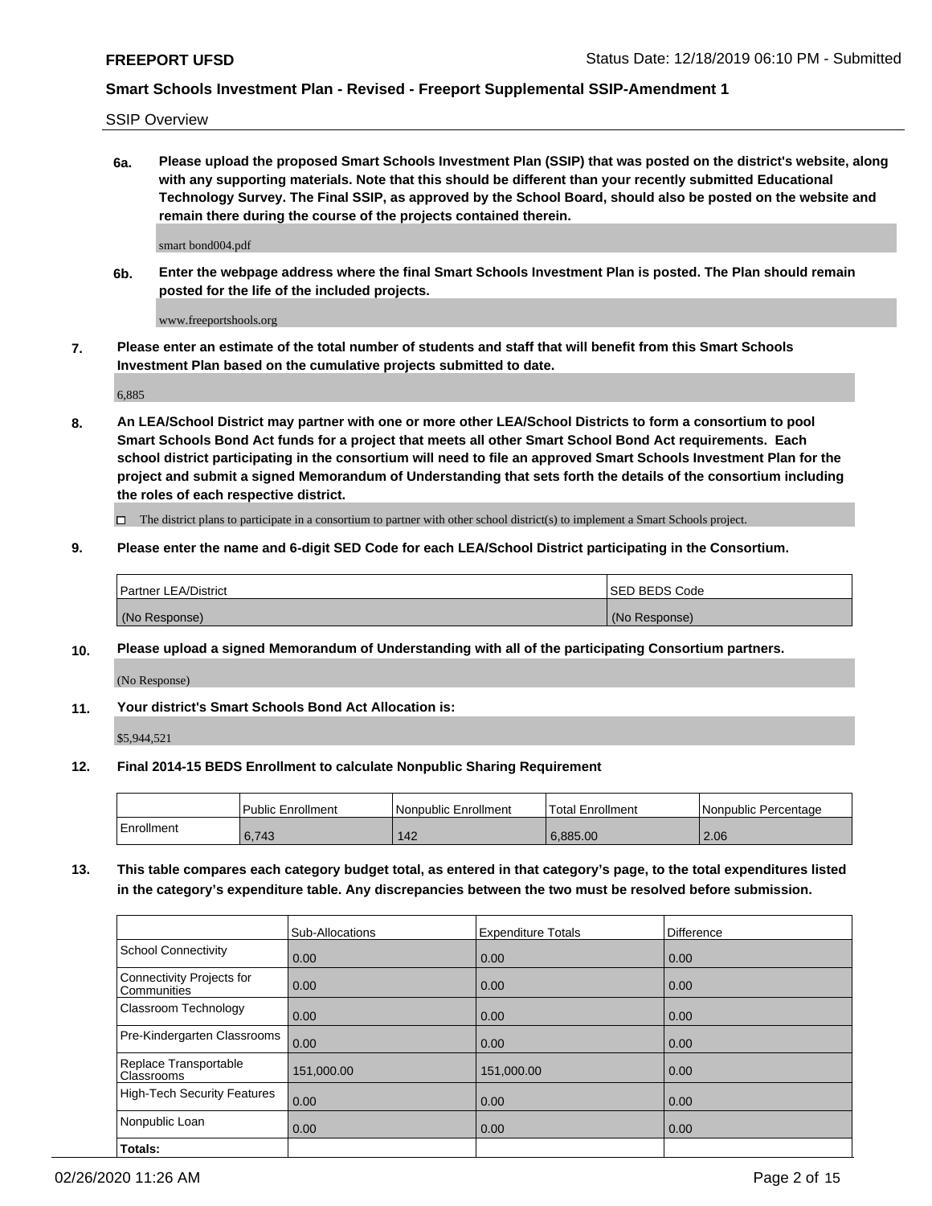SSIP Overview

**6a. Please upload the proposed Smart Schools Investment Plan (SSIP) that was posted on the district's website, along with any supporting materials. Note that this should be different than your recently submitted Educational Technology Survey. The Final SSIP, as approved by the School Board, should also be posted on the website and remain there during the course of the projects contained therein.**

smart bond004.pdf

**6b. Enter the webpage address where the final Smart Schools Investment Plan is posted. The Plan should remain posted for the life of the included projects.**

www.freeportshools.org

**7. Please enter an estimate of the total number of students and staff that will benefit from this Smart Schools Investment Plan based on the cumulative projects submitted to date.**

6,885

**8. An LEA/School District may partner with one or more other LEA/School Districts to form a consortium to pool Smart Schools Bond Act funds for a project that meets all other Smart School Bond Act requirements. Each school district participating in the consortium will need to file an approved Smart Schools Investment Plan for the project and submit a signed Memorandum of Understanding that sets forth the details of the consortium including the roles of each respective district.**

☐ The district plans to participate in a consortium to partner with other school district(s) to implement a Smart Schools project.

**9. Please enter the name and 6-digit SED Code for each LEA/School District participating in the Consortium.**

| Partner LEA/District | SED BEDS Code |
| --- | --- |
| (No Response) | (No Response) |

**10. Please upload a signed Memorandum of Understanding with all of the participating Consortium partners.**

(No Response)

**11. Your district's Smart Schools Bond Act Allocation is:**

$5,944,521

**12. Final 2014-15 BEDS Enrollment to calculate Nonpublic Sharing Requirement**

| | Public Enrollment | Nonpublic Enrollment | Total Enrollment | Nonpublic Percentage |
| --- | --- | --- | --- | --- |
| Enrollment | 6,743 | 142 | 6,885.00 | 2.06 |

**13. This table compares each category budget total, as entered in that category's page, to the total expenditures listed in the category's expenditure table. Any discrepancies between the two must be resolved before submission.**

| | Sub-Allocations | Expenditure Totals | Difference |
| --- | --- | --- | --- |
| School Connectivity | 0.00 | 0.00 | 0.00 |
| Connectivity Projects for Communities | 0.00 | 0.00 | 0.00 |
| Classroom Technology | 0.00 | 0.00 | 0.00 |
| Pre-Kindergarten Classrooms | 0.00 | 0.00 | 0.00 |
| Replace Transportable Classrooms | 151,000.00 | 151,000.00 | 0.00 |
| High-Tech Security Features | 0.00 | 0.00 | 0.00 |
| Nonpublic Loan | 0.00 | 0.00 | 0.00 |
| Totals: | | | |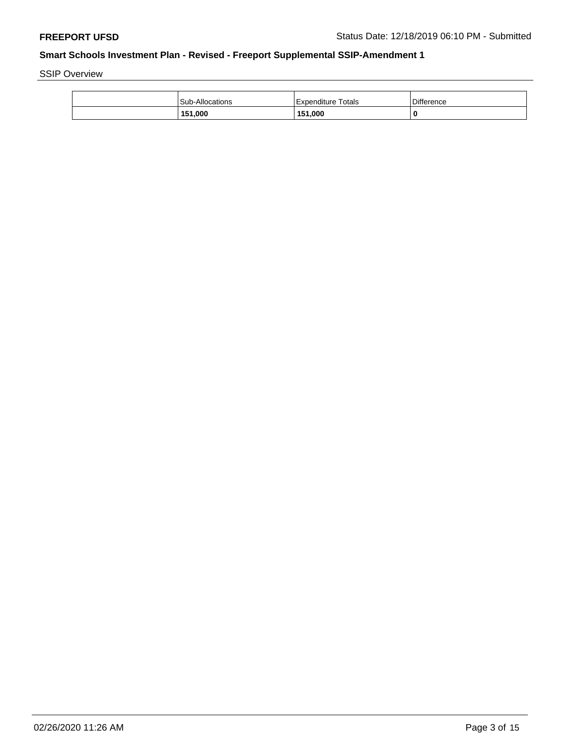## SSIP Overview

| | Sub-Allocations | Expenditure Totals | Difference |
|---|---|---|---|
| | **151,000** | **151,000** | **0** |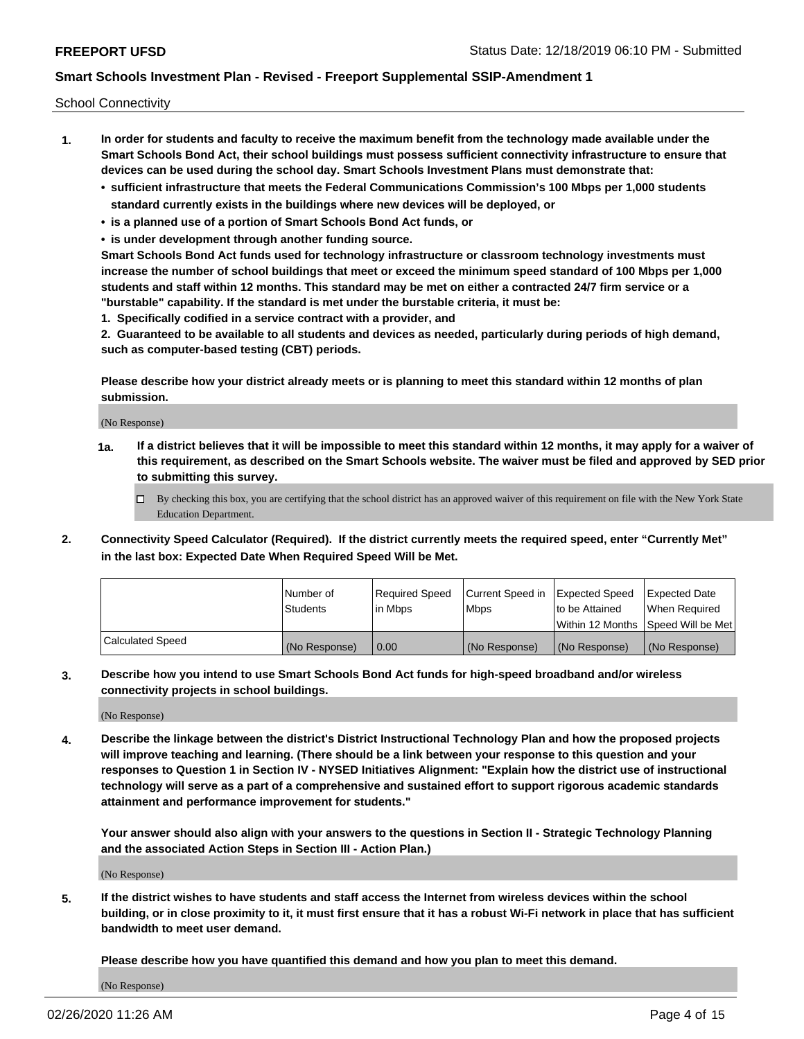School Connectivity

1. **In order for students and faculty to receive the maximum benefit from the technology made available under the Smart Schools Bond Act, their school buildings must possess sufficient connectivity infrastructure to ensure that devices can be used during the school day. Smart Schools Investment Plans must demonstrate that:**
   - **sufficient infrastructure that meets the Federal Communications Commission's 100 Mbps per 1,000 students standard currently exists in the buildings where new devices will be deployed, or**
   - **is a planned use of a portion of Smart Schools Bond Act funds, or**
   - **is under development through another funding source.**

   **Smart Schools Bond Act funds used for technology infrastructure or classroom technology investments must increase the number of school buildings that meet or exceed the minimum speed standard of 100 Mbps per 1,000 students and staff within 12 months. This standard may be met on either a contracted 24/7 firm service or a "burstable" capability. If the standard is met under the burstable criteria, it must be:**

   **1. Specifically codified in a service contract with a provider, and**

   **2. Guaranteed to be available to all students and devices as needed, particularly during periods of high demand, such as computer-based testing (CBT) periods.**

   **Please describe how your district already meets or is planning to meet this standard within 12 months of plan submission.**

   (No Response)

   **1a. If a district believes that it will be impossible to meet this standard within 12 months, it may apply for a waiver of this requirement, as described on the Smart Schools website. The waiver must be filed and approved by SED prior to submitting this survey.**

   ☐ By checking this box, you are certifying that the school district has an approved waiver of this requirement on file with the New York State Education Department.

2. **Connectivity Speed Calculator (Required). If the district currently meets the required speed, enter "Currently Met" in the last box: Expected Date When Required Speed Will be Met.**

| | Number of Students | Required Speed in Mbps | Current Speed in Mbps | Expected Speed to be Attained Within 12 Months | Expected Date When Required Speed Will be Met |
|---|---|---|---|---|---|
| Calculated Speed | (No Response) | 0.00 | (No Response) | (No Response) | (No Response) |

3. **Describe how you intend to use Smart Schools Bond Act funds for high-speed broadband and/or wireless connectivity projects in school buildings.**

   (No Response)

4. **Describe the linkage between the district's District Instructional Technology Plan and how the proposed projects will improve teaching and learning. (There should be a link between your response to this question and your responses to Question 1 in Section IV - NYSED Initiatives Alignment: "Explain how the district use of instructional technology will serve as a part of a comprehensive and sustained effort to support rigorous academic standards attainment and performance improvement for students."**

   **Your answer should also align with your answers to the questions in Section II - Strategic Technology Planning and the associated Action Steps in Section III - Action Plan.)**

   (No Response)

5. **If the district wishes to have students and staff access the Internet from wireless devices within the school building, or in close proximity to it, it must first ensure that it has a robust Wi-Fi network in place that has sufficient bandwidth to meet user demand.**

   **Please describe how you have quantified this demand and how you plan to meet this demand.**

   (No Response)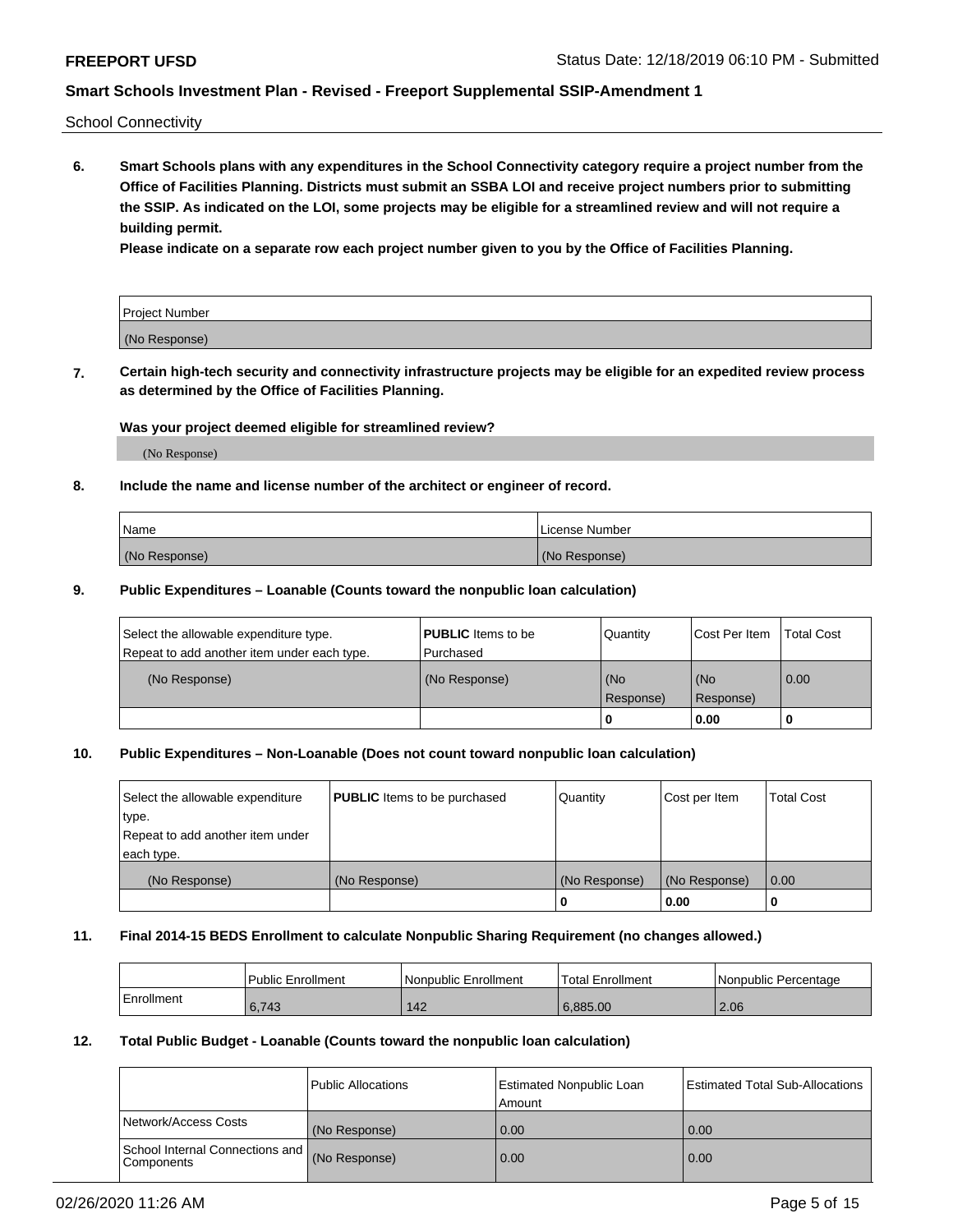School Connectivity

**6. Smart Schools plans with any expenditures in the School Connectivity category require a project number from the Office of Facilities Planning. Districts must submit an SSBA LOI and receive project numbers prior to submitting the SSIP. As indicated on the LOI, some projects may be eligible for a streamlined review and will not require a building permit.**

**Please indicate on a separate row each project number given to you by the Office of Facilities Planning.**

| Project Number |
|---|
| (No Response) |

**7. Certain high-tech security and connectivity infrastructure projects may be eligible for an expedited review process as determined by the Office of Facilities Planning.**

**Was your project deemed eligible for streamlined review?**

(No Response)

**8. Include the name and license number of the architect or engineer of record.**

| Name | License Number |
|---|---|
| (No Response) | (No Response) |

**9. Public Expenditures – Loanable (Counts toward the nonpublic loan calculation)**

| Select the allowable expenditure type. Repeat to add another item under each type. | **PUBLIC** Items to be Purchased | Quantity | Cost Per Item | Total Cost |
|---|---|---|---|---|
| (No Response) | (No Response) | (No Response) | (No Response) | 0.00 |
| | | 0 | 0.00 | 0 |

**10. Public Expenditures – Non-Loanable (Does not count toward nonpublic loan calculation)**

| Select the allowable expenditure type. Repeat to add another item under each type. | **PUBLIC** Items to be purchased | Quantity | Cost per Item | Total Cost |
|---|---|---|---|---|
| (No Response) | (No Response) | (No Response) | (No Response) | 0.00 |
| | | 0 | 0.00 | 0 |

**11. Final 2014-15 BEDS Enrollment to calculate Nonpublic Sharing Requirement (no changes allowed.)**

| | Public Enrollment | Nonpublic Enrollment | Total Enrollment | Nonpublic Percentage |
|---|---|---|---|---|
| Enrollment | 6,743 | 142 | 6,885.00 | 2.06 |

**12. Total Public Budget - Loanable (Counts toward the nonpublic loan calculation)**

| | Public Allocations | Estimated Nonpublic Loan Amount | Estimated Total Sub-Allocations |
|---|---|---|---|
| Network/Access Costs | (No Response) | 0.00 | 0.00 |
| School Internal Connections and Components | (No Response) | 0.00 | 0.00 |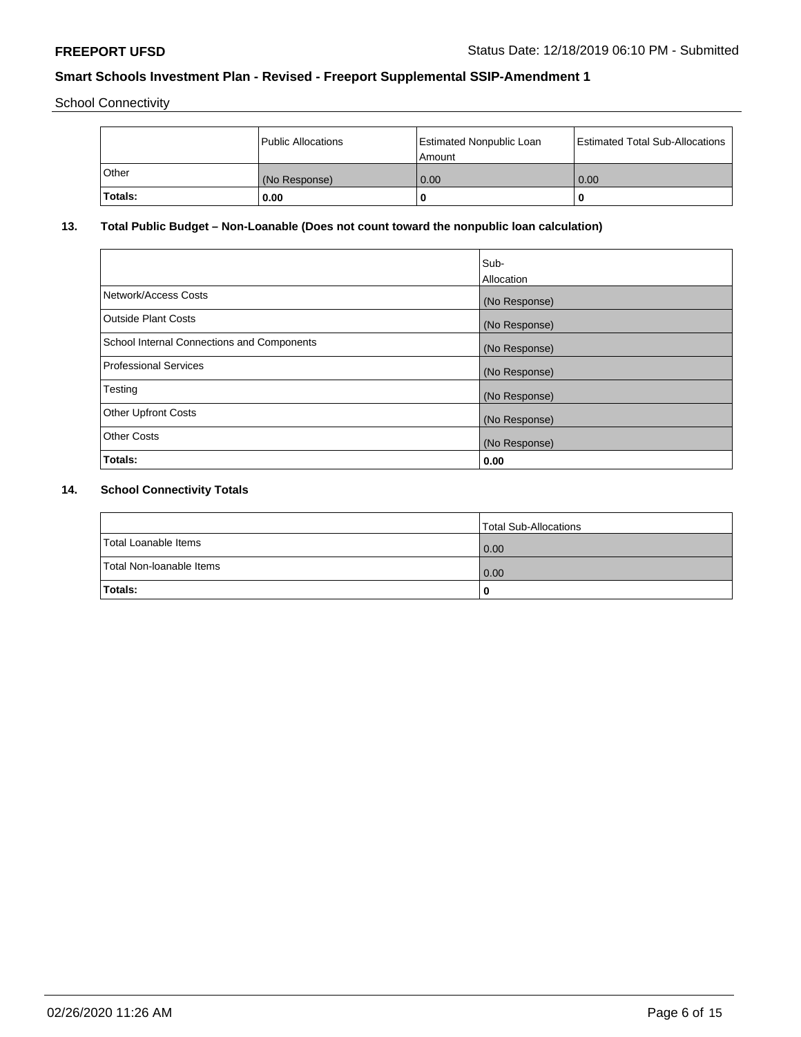School Connectivity

| | Public Allocations | Estimated Nonpublic Loan Amount | Estimated Total Sub-Allocations |
|---|---|---|---|
| Other | (No Response) | 0.00 | 0.00 |
| **Totals:** | **0.00** | **0** | **0** |

**13. Total Public Budget – Non-Loanable (Does not count toward the nonpublic loan calculation)**

| | Sub-Allocation |
|---|---|
| Network/Access Costs | (No Response) |
| Outside Plant Costs | (No Response) |
| School Internal Connections and Components | (No Response) |
| Professional Services | (No Response) |
| Testing | (No Response) |
| Other Upfront Costs | (No Response) |
| Other Costs | (No Response) |
| **Totals:** | **0.00** |

**14. School Connectivity Totals**

| | Total Sub-Allocations |
|---|---|
| Total Loanable Items | 0.00 |
| Total Non-loanable Items | 0.00 |
| **Totals:** | **0** |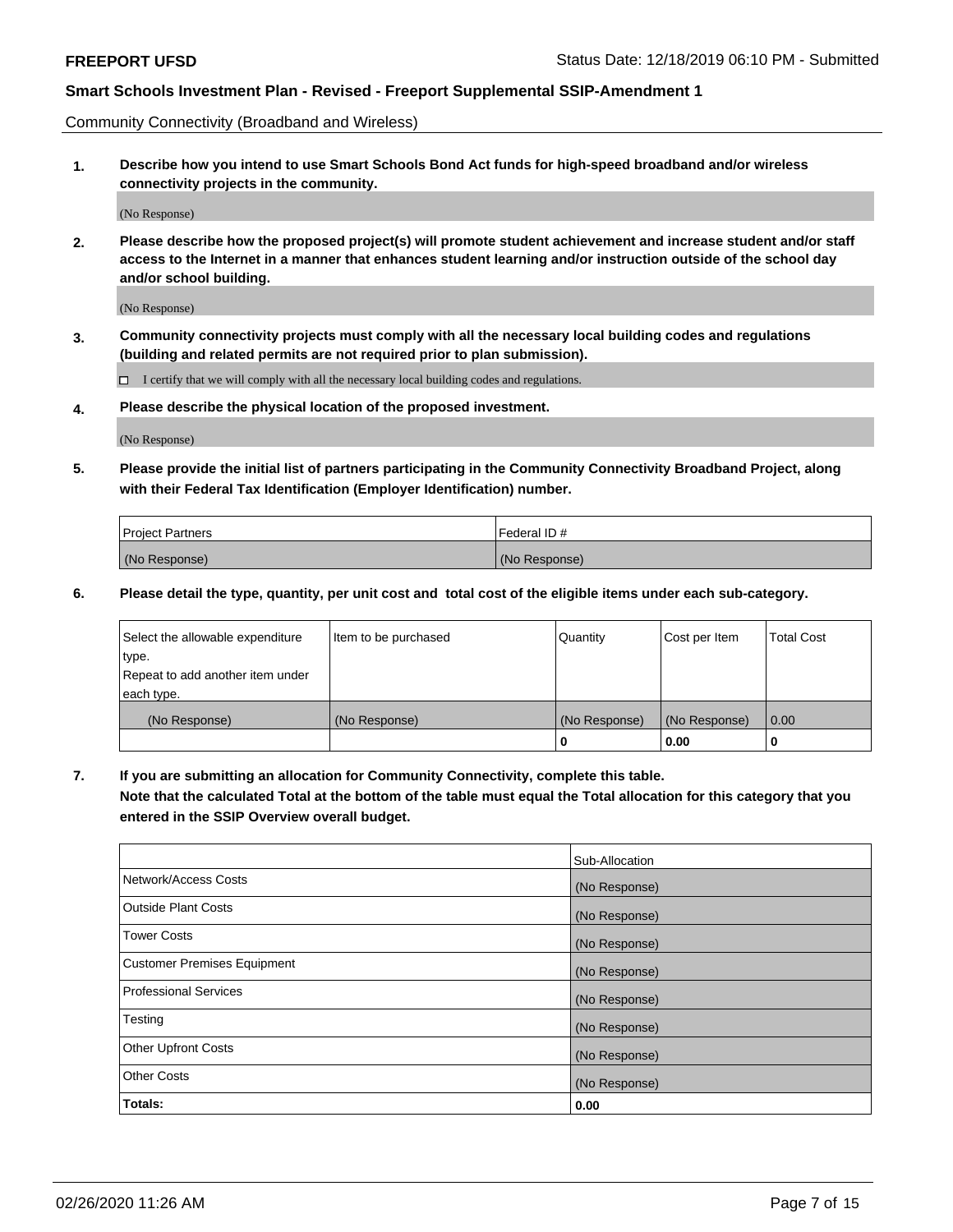Community Connectivity (Broadband and Wireless)

**1. Describe how you intend to use Smart Schools Bond Act funds for high-speed broadband and/or wireless connectivity projects in the community.**

(No Response)

**2. Please describe how the proposed project(s) will promote student achievement and increase student and/or staff access to the Internet in a manner that enhances student learning and/or instruction outside of the school day and/or school building.**

(No Response)

**3. Community connectivity projects must comply with all the necessary local building codes and regulations (building and related permits are not required prior to plan submission).**

☐ I certify that we will comply with all the necessary local building codes and regulations.

**4. Please describe the physical location of the proposed investment.**

(No Response)

**5. Please provide the initial list of partners participating in the Community Connectivity Broadband Project, along with their Federal Tax Identification (Employer Identification) number.**

| Project Partners | Federal ID # |
|---|---|
| (No Response) | (No Response) |

**6. Please detail the type, quantity, per unit cost and total cost of the eligible items under each sub-category.**

| Select the allowable expenditure type. Repeat to add another item under each type. | Item to be purchased | Quantity | Cost per Item | Total Cost |
|---|---|---|---|---|
| (No Response) | (No Response) | (No Response) | (No Response) | 0.00 |
| | | **0** | **0.00** | **0** |

**7. If you are submitting an allocation for Community Connectivity, complete this table. Note that the calculated Total at the bottom of the table must equal the Total allocation for this category that you entered in the SSIP Overview overall budget.**

| | Sub-Allocation |
|---|---|
| Network/Access Costs | (No Response) |
| Outside Plant Costs | (No Response) |
| Tower Costs | (No Response) |
| Customer Premises Equipment | (No Response) |
| Professional Services | (No Response) |
| Testing | (No Response) |
| Other Upfront Costs | (No Response) |
| Other Costs | (No Response) |
| **Totals:** | **0.00** |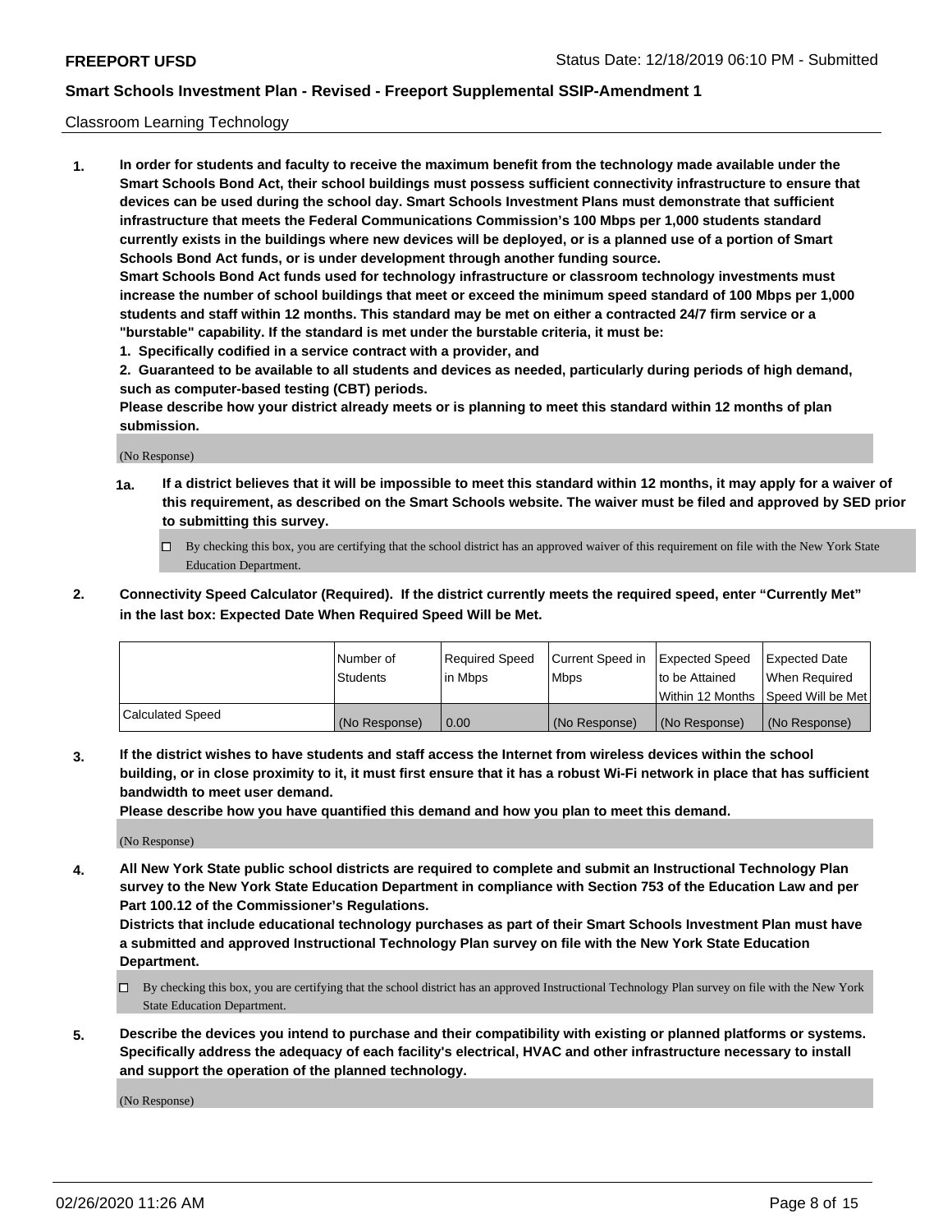Classroom Learning Technology

1. **In order for students and faculty to receive the maximum benefit from the technology made available under the Smart Schools Bond Act, their school buildings must possess sufficient connectivity infrastructure to ensure that devices can be used during the school day. Smart Schools Investment Plans must demonstrate that sufficient infrastructure that meets the Federal Communications Commission's 100 Mbps per 1,000 students standard currently exists in the buildings where new devices will be deployed, or is a planned use of a portion of Smart Schools Bond Act funds, or is under development through another funding source.**

   **Smart Schools Bond Act funds used for technology infrastructure or classroom technology investments must increase the number of school buildings that meet or exceed the minimum speed standard of 100 Mbps per 1,000 students and staff within 12 months. This standard may be met on either a contracted 24/7 firm service or a "burstable" capability. If the standard is met under the burstable criteria, it must be:**

   **1. Specifically codified in a service contract with a provider, and**

   **2. Guaranteed to be available to all students and devices as needed, particularly during periods of high demand, such as computer-based testing (CBT) periods.**

   **Please describe how your district already meets or is planning to meet this standard within 12 months of plan submission.**

   (No Response)

   **1a. If a district believes that it will be impossible to meet this standard within 12 months, it may apply for a waiver of this requirement, as described on the Smart Schools website. The waiver must be filed and approved by SED prior to submitting this survey.**

   ☐ By checking this box, you are certifying that the school district has an approved waiver of this requirement on file with the New York State Education Department.

2. **Connectivity Speed Calculator (Required). If the district currently meets the required speed, enter "Currently Met" in the last box: Expected Date When Required Speed Will be Met.**

| | Number of Students | Required Speed in Mbps | Current Speed in Mbps | Expected Speed to be Attained Within 12 Months | Expected Date When Required Speed Will be Met |
|---|---|---|---|---|---|
| Calculated Speed | (No Response) | 0.00 | (No Response) | (No Response) | (No Response) |

3. **If the district wishes to have students and staff access the Internet from wireless devices within the school building, or in close proximity to it, it must first ensure that it has a robust Wi-Fi network in place that has sufficient bandwidth to meet user demand.**

   **Please describe how you have quantified this demand and how you plan to meet this demand.**

   (No Response)

4. **All New York State public school districts are required to complete and submit an Instructional Technology Plan survey to the New York State Education Department in compliance with Section 753 of the Education Law and per Part 100.12 of the Commissioner's Regulations.**

   **Districts that include educational technology purchases as part of their Smart Schools Investment Plan must have a submitted and approved Instructional Technology Plan survey on file with the New York State Education Department.**

   ☐ By checking this box, you are certifying that the school district has an approved Instructional Technology Plan survey on file with the New York State Education Department.

5. **Describe the devices you intend to purchase and their compatibility with existing or planned platforms or systems. Specifically address the adequacy of each facility's electrical, HVAC and other infrastructure necessary to install and support the operation of the planned technology.**

   (No Response)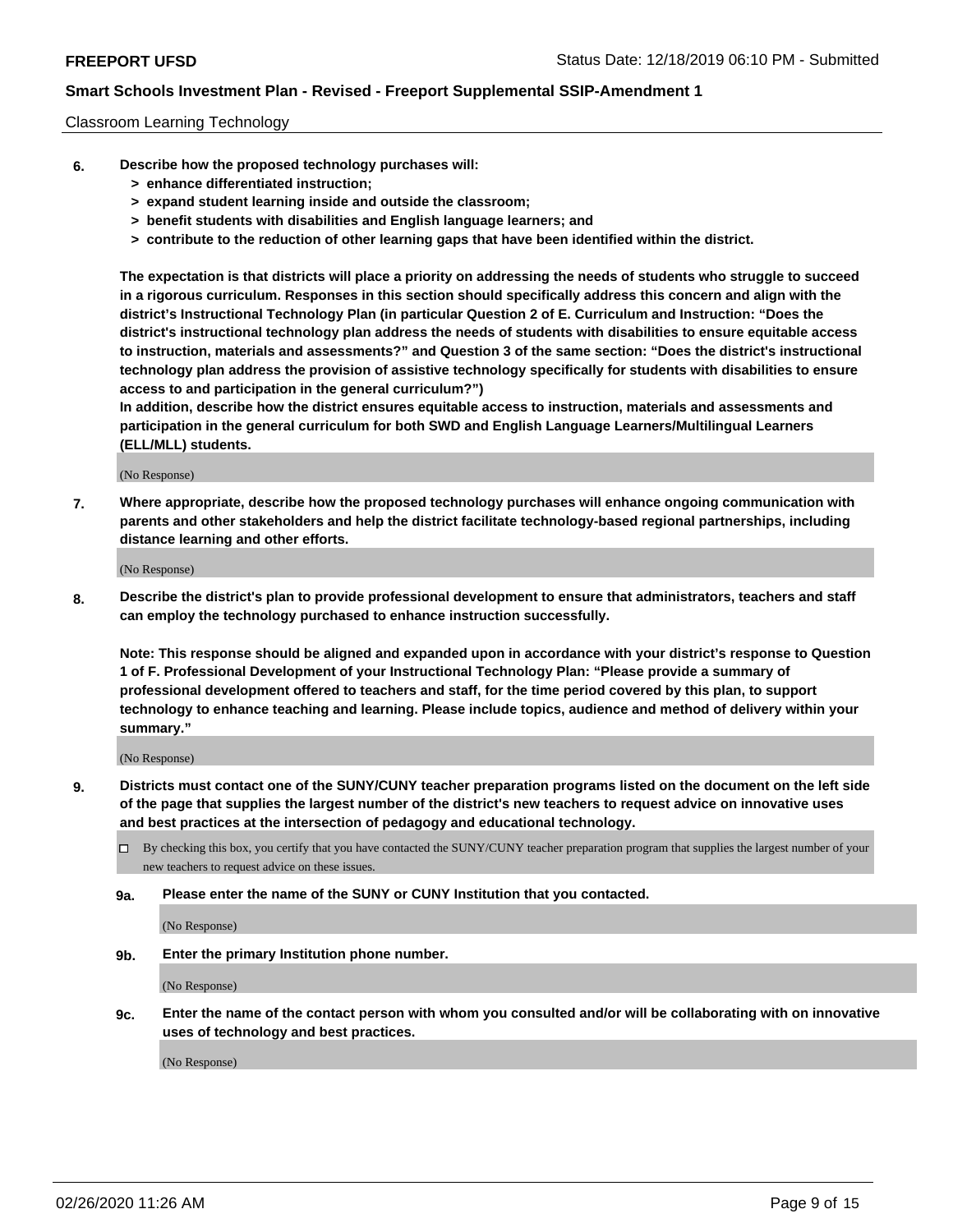Classroom Learning Technology

6. **Describe how the proposed technology purchases will:**
   - **> enhance differentiated instruction;**
   - **> expand student learning inside and outside the classroom;**
   - **> benefit students with disabilities and English language learners; and**
   - **> contribute to the reduction of other learning gaps that have been identified within the district.**

   **The expectation is that districts will place a priority on addressing the needs of students who struggle to succeed in a rigorous curriculum. Responses in this section should specifically address this concern and align with the district's Instructional Technology Plan (in particular Question 2 of E. Curriculum and Instruction: "Does the district's instructional technology plan address the needs of students with disabilities to ensure equitable access to instruction, materials and assessments?" and Question 3 of the same section: "Does the district's instructional technology plan address the provision of assistive technology specifically for students with disabilities to ensure access to and participation in the general curriculum?")**

   **In addition, describe how the district ensures equitable access to instruction, materials and assessments and participation in the general curriculum for both SWD and English Language Learners/Multilingual Learners (ELL/MLL) students.**

   (No Response)

7. **Where appropriate, describe how the proposed technology purchases will enhance ongoing communication with parents and other stakeholders and help the district facilitate technology-based regional partnerships, including distance learning and other efforts.**

   (No Response)

8. **Describe the district's plan to provide professional development to ensure that administrators, teachers and staff can employ the technology purchased to enhance instruction successfully.**

   **Note: This response should be aligned and expanded upon in accordance with your district's response to Question 1 of F. Professional Development of your Instructional Technology Plan: "Please provide a summary of professional development offered to teachers and staff, for the time period covered by this plan, to support technology to enhance teaching and learning. Please include topics, audience and method of delivery within your summary."**

   (No Response)

9. **Districts must contact one of the SUNY/CUNY teacher preparation programs listed on the document on the left side of the page that supplies the largest number of the district's new teachers to request advice on innovative uses and best practices at the intersection of pedagogy and educational technology.**

   ☐ By checking this box, you certify that you have contacted the SUNY/CUNY teacher preparation program that supplies the largest number of your new teachers to request advice on these issues.

   **9a. Please enter the name of the SUNY or CUNY Institution that you contacted.**

   (No Response)

   **9b. Enter the primary Institution phone number.**

   (No Response)

   **9c. Enter the name of the contact person with whom you consulted and/or will be collaborating with on innovative uses of technology and best practices.**

   (No Response)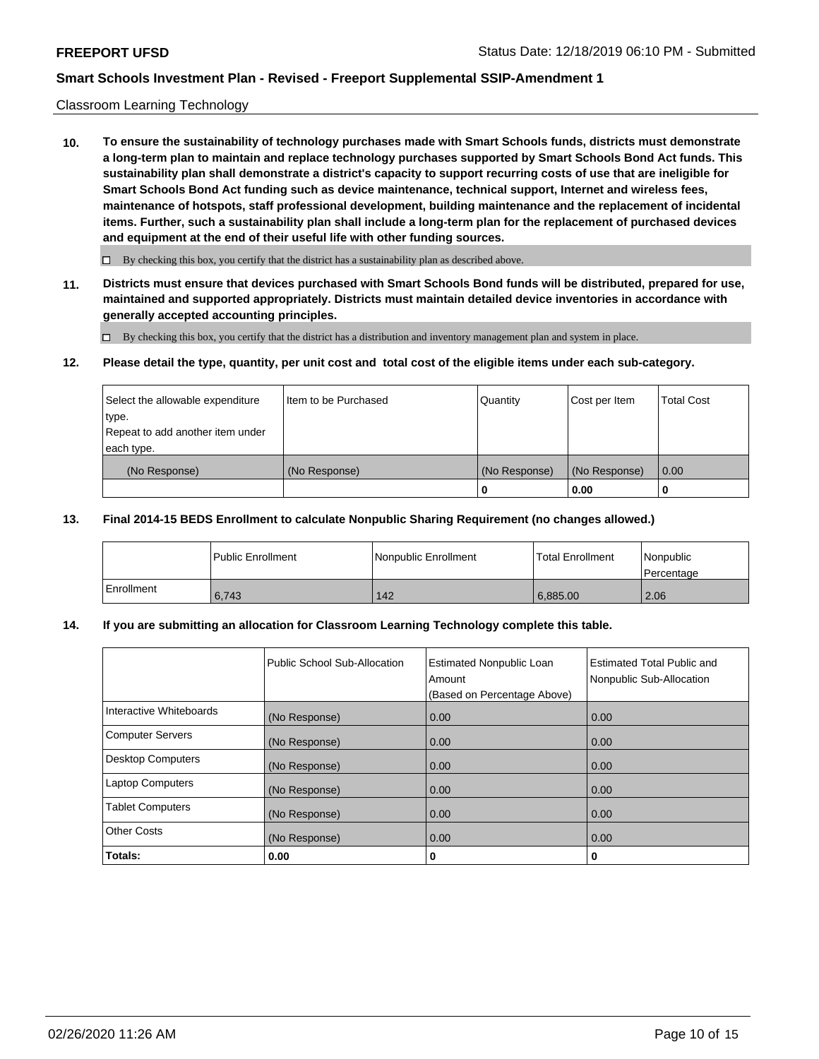Classroom Learning Technology

**10. To ensure the sustainability of technology purchases made with Smart Schools funds, districts must demonstrate a long-term plan to maintain and replace technology purchases supported by Smart Schools Bond Act funds. This sustainability plan shall demonstrate a district's capacity to support recurring costs of use that are ineligible for Smart Schools Bond Act funding such as device maintenance, technical support, Internet and wireless fees, maintenance of hotspots, staff professional development, building maintenance and the replacement of incidental items. Further, such a sustainability plan shall include a long-term plan for the replacement of purchased devices and equipment at the end of their useful life with other funding sources.**

☐ By checking this box, you certify that the district has a sustainability plan as described above.

**11. Districts must ensure that devices purchased with Smart Schools Bond funds will be distributed, prepared for use, maintained and supported appropriately. Districts must maintain detailed device inventories in accordance with generally accepted accounting principles.**

☐ By checking this box, you certify that the district has a distribution and inventory management plan and system in place.

**12. Please detail the type, quantity, per unit cost and total cost of the eligible items under each sub-category.**

| Select the allowable expenditure type. Repeat to add another item under each type. | Item to be Purchased | Quantity | Cost per Item | Total Cost |
|---|---|---|---|---|
| (No Response) | (No Response) | (No Response) | (No Response) | 0.00 |
| | | **0** | **0.00** | **0** |

**13. Final 2014-15 BEDS Enrollment to calculate Nonpublic Sharing Requirement (no changes allowed.)**

| | Public Enrollment | Nonpublic Enrollment | Total Enrollment | Nonpublic Percentage |
|---|---|---|---|---|
| Enrollment | 6,743 | 142 | 6,885.00 | 2.06 |

**14. If you are submitting an allocation for Classroom Learning Technology complete this table.**

| | Public School Sub-Allocation | Estimated Nonpublic Loan Amount (Based on Percentage Above) | Estimated Total Public and Nonpublic Sub-Allocation |
|---|---|---|---|
| Interactive Whiteboards | (No Response) | 0.00 | 0.00 |
| Computer Servers | (No Response) | 0.00 | 0.00 |
| Desktop Computers | (No Response) | 0.00 | 0.00 |
| Laptop Computers | (No Response) | 0.00 | 0.00 |
| Tablet Computers | (No Response) | 0.00 | 0.00 |
| Other Costs | (No Response) | 0.00 | 0.00 |
| **Totals:** | **0.00** | **0** | **0** |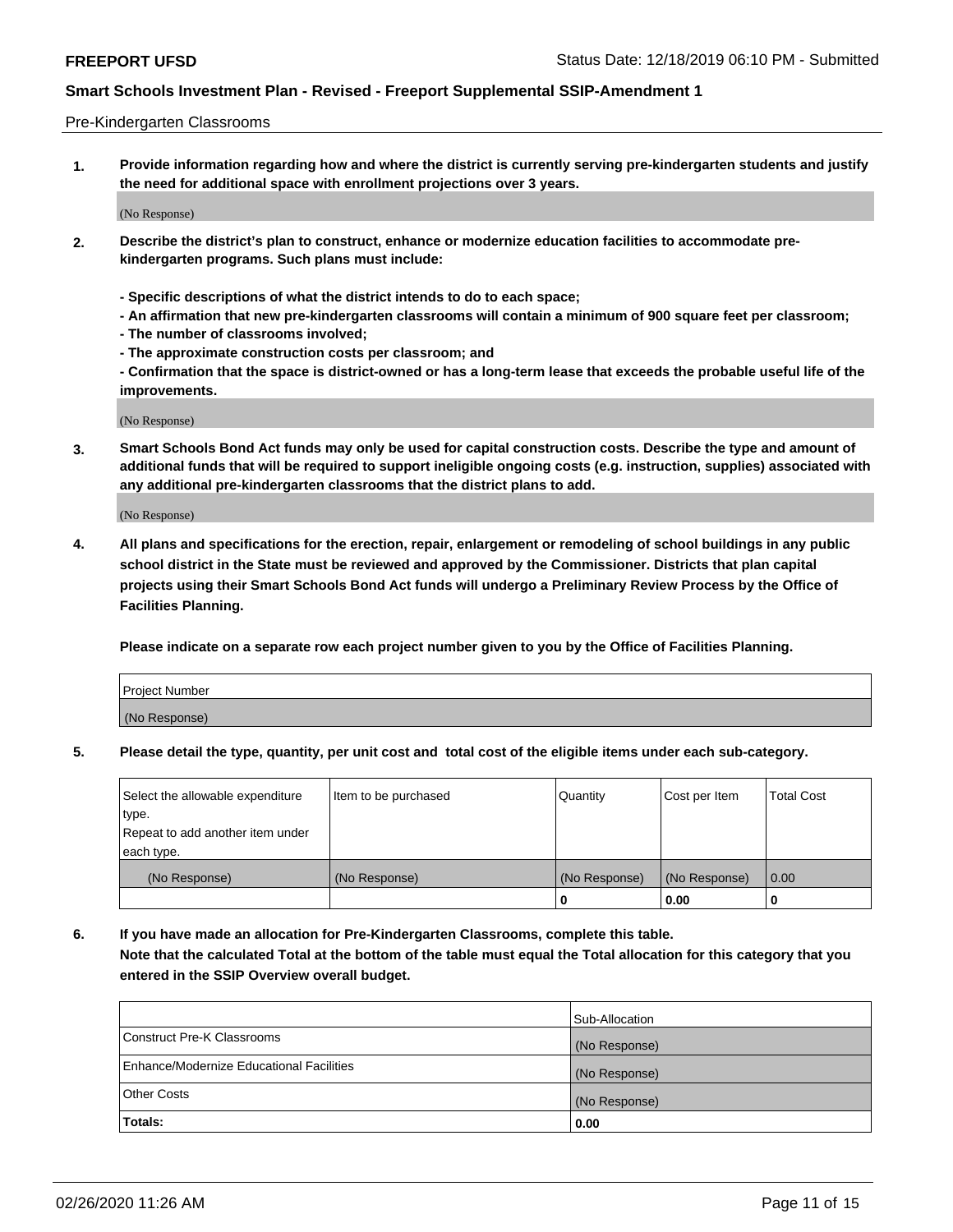Pre-Kindergarten Classrooms

**1. Provide information regarding how and where the district is currently serving pre-kindergarten students and justify the need for additional space with enrollment projections over 3 years.**

(No Response)

**2. Describe the district's plan to construct, enhance or modernize education facilities to accommodate pre-kindergarten programs. Such plans must include:**

**- Specific descriptions of what the district intends to do to each space;**
**- An affirmation that new pre-kindergarten classrooms will contain a minimum of 900 square feet per classroom;**
**- The number of classrooms involved;**
**- The approximate construction costs per classroom; and**
**- Confirmation that the space is district-owned or has a long-term lease that exceeds the probable useful life of the improvements.**

(No Response)

**3. Smart Schools Bond Act funds may only be used for capital construction costs. Describe the type and amount of additional funds that will be required to support ineligible ongoing costs (e.g. instruction, supplies) associated with any additional pre-kindergarten classrooms that the district plans to add.**

(No Response)

**4. All plans and specifications for the erection, repair, enlargement or remodeling of school buildings in any public school district in the State must be reviewed and approved by the Commissioner. Districts that plan capital projects using their Smart Schools Bond Act funds will undergo a Preliminary Review Process by the Office of Facilities Planning.**

**Please indicate on a separate row each project number given to you by the Office of Facilities Planning.**

| Project Number |
|---|
| (No Response) |

**5. Please detail the type, quantity, per unit cost and total cost of the eligible items under each sub-category.**

| Select the allowable expenditure type. Repeat to add another item under each type. | Item to be purchased | Quantity | Cost per Item | Total Cost |
|---|---|---|---|---|
| (No Response) | (No Response) | (No Response) | (No Response) | 0.00 |
| | | 0 | 0.00 | 0 |

**6. If you have made an allocation for Pre-Kindergarten Classrooms, complete this table.**
**Note that the calculated Total at the bottom of the table must equal the Total allocation for this category that you entered in the SSIP Overview overall budget.**

| | Sub-Allocation |
|---|---|
| Construct Pre-K Classrooms | (No Response) |
| Enhance/Modernize Educational Facilities | (No Response) |
| Other Costs | (No Response) |
| **Totals:** | **0.00** |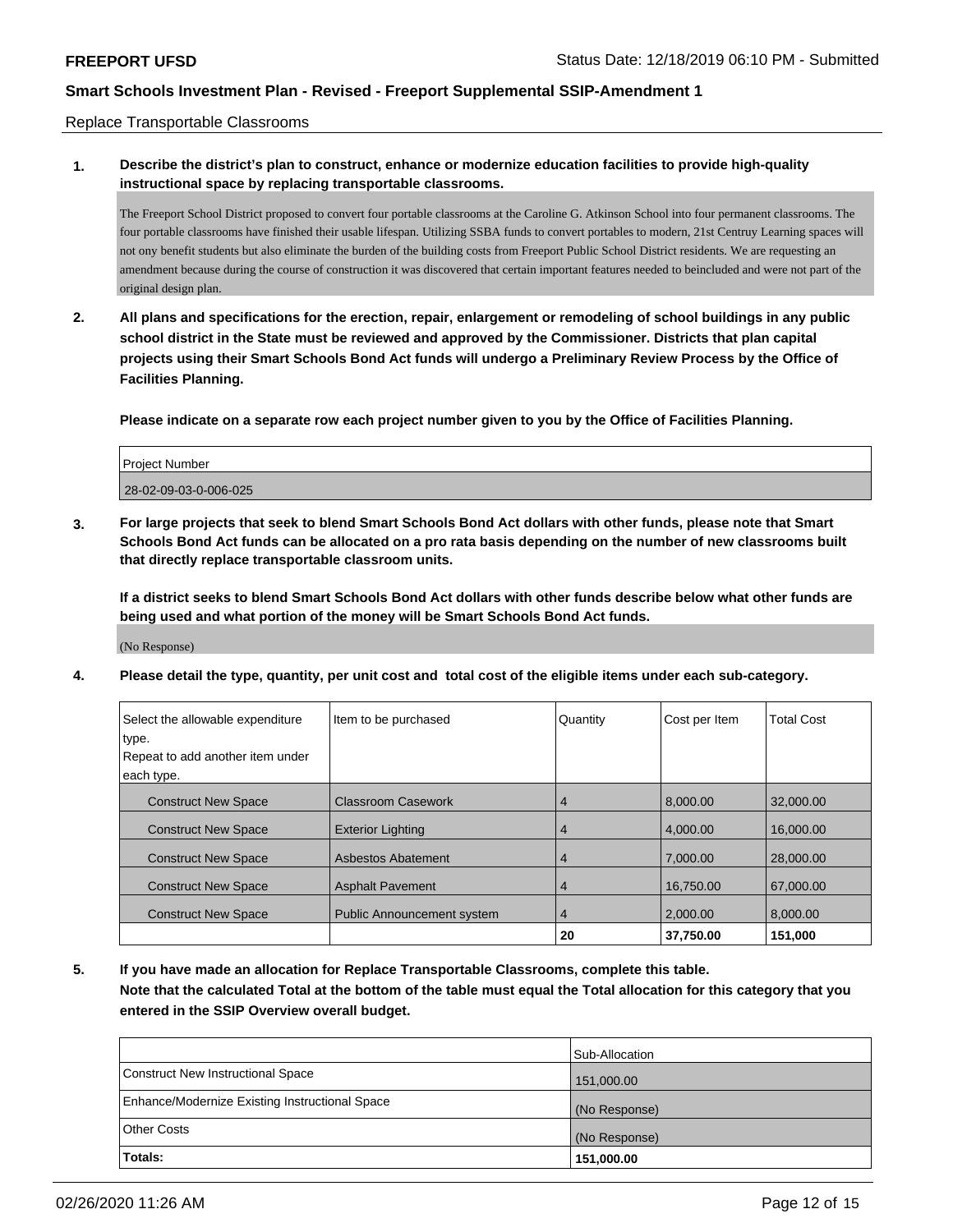Replace Transportable Classrooms

**1. Describe the district's plan to construct, enhance or modernize education facilities to provide high-quality instructional space by replacing transportable classrooms.**

The Freeport School District proposed to convert four portable classrooms at the Caroline G. Atkinson School into four permanent classrooms. The four portable classrooms have finished their usable lifespan. Utilizing SSBA funds to convert portables to modern, 21st Centruy Learning spaces will not ony benefit students but also eliminate the burden of the building costs from Freeport Public School District residents. We are requesting an amendment because during the course of construction it was discovered that certain important features needed to beincluded and were not part of the original design plan.

**2. All plans and specifications for the erection, repair, enlargement or remodeling of school buildings in any public school district in the State must be reviewed and approved by the Commissioner. Districts that plan capital projects using their Smart Schools Bond Act funds will undergo a Preliminary Review Process by the Office of Facilities Planning.**

**Please indicate on a separate row each project number given to you by the Office of Facilities Planning.**

| Project Number |
|---|
| 28-02-09-03-0-006-025 |

**3. For large projects that seek to blend Smart Schools Bond Act dollars with other funds, please note that Smart Schools Bond Act funds can be allocated on a pro rata basis depending on the number of new classrooms built that directly replace transportable classroom units.**

**If a district seeks to blend Smart Schools Bond Act dollars with other funds describe below what other funds are being used and what portion of the money will be Smart Schools Bond Act funds.**

(No Response)

**4. Please detail the type, quantity, per unit cost and total cost of the eligible items under each sub-category.**

| Select the allowable expenditure type. Repeat to add another item under each type. | Item to be purchased | Quantity | Cost per Item | Total Cost |
|---|---|---|---|---|
| Construct New Space | Classroom Casework | 4 | 8,000.00 | 32,000.00 |
| Construct New Space | Exterior Lighting | 4 | 4,000.00 | 16,000.00 |
| Construct New Space | Asbestos Abatement | 4 | 7,000.00 | 28,000.00 |
| Construct New Space | Asphalt Pavement | 4 | 16,750.00 | 67,000.00 |
| Construct New Space | Public Announcement system | 4 | 2,000.00 | 8,000.00 |
| | | **20** | **37,750.00** | **151,000** |

**5. If you have made an allocation for Replace Transportable Classrooms, complete this table. Note that the calculated Total at the bottom of the table must equal the Total allocation for this category that you entered in the SSIP Overview overall budget.**

| | Sub-Allocation |
|---|---|
| Construct New Instructional Space | 151,000.00 |
| Enhance/Modernize Existing Instructional Space | (No Response) |
| Other Costs | (No Response) |
| **Totals:** | **151,000.00** |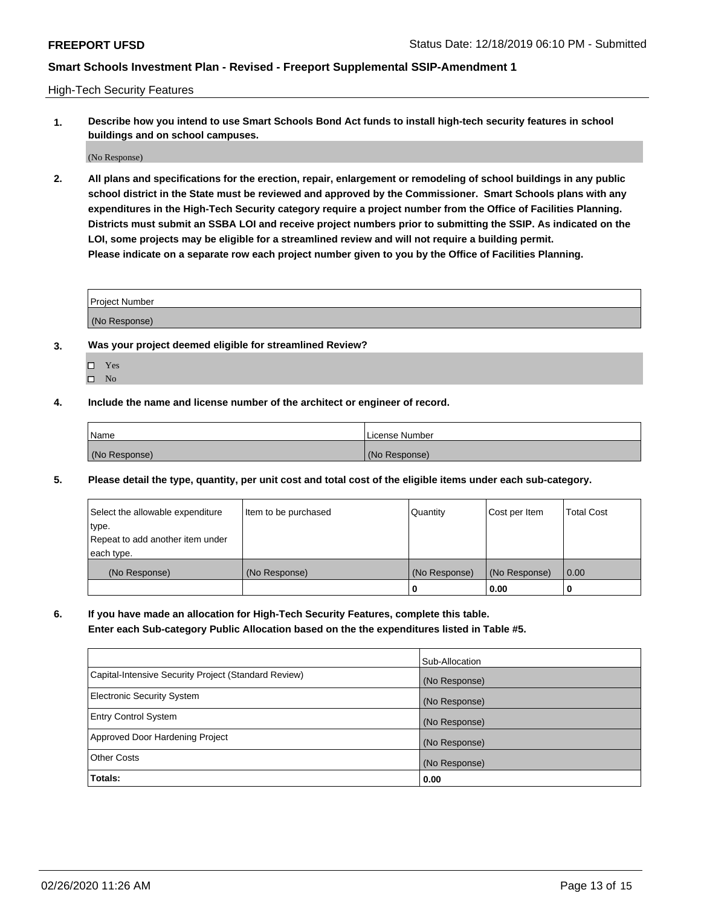High-Tech Security Features

**1. Describe how you intend to use Smart Schools Bond Act funds to install high-tech security features in school buildings and on school campuses.**

(No Response)

**2. All plans and specifications for the erection, repair, enlargement or remodeling of school buildings in any public school district in the State must be reviewed and approved by the Commissioner. Smart Schools plans with any expenditures in the High-Tech Security category require a project number from the Office of Facilities Planning. Districts must submit an SSBA LOI and receive project numbers prior to submitting the SSIP. As indicated on the LOI, some projects may be eligible for a streamlined review and will not require a building permit. Please indicate on a separate row each project number given to you by the Office of Facilities Planning.**

| Project Number |
|---|
| (No Response) |

**3. Was your project deemed eligible for streamlined Review?**

- ☐ Yes
- ☐ No

**4. Include the name and license number of the architect or engineer of record.**

| Name | License Number |
|---|---|
| (No Response) | (No Response) |

**5. Please detail the type, quantity, per unit cost and total cost of the eligible items under each sub-category.**

| Select the allowable expenditure type. Repeat to add another item under each type. | Item to be purchased | Quantity | Cost per Item | Total Cost |
|---|---|---|---|---|
| (No Response) | (No Response) | (No Response) | (No Response) | 0.00 |
| | | 0 | 0.00 | 0 |

**6. If you have made an allocation for High-Tech Security Features, complete this table. Enter each Sub-category Public Allocation based on the the expenditures listed in Table #5.**

| | Sub-Allocation |
|---|---|
| Capital-Intensive Security Project (Standard Review) | (No Response) |
| Electronic Security System | (No Response) |
| Entry Control System | (No Response) |
| Approved Door Hardening Project | (No Response) |
| Other Costs | (No Response) |
| **Totals:** | **0.00** |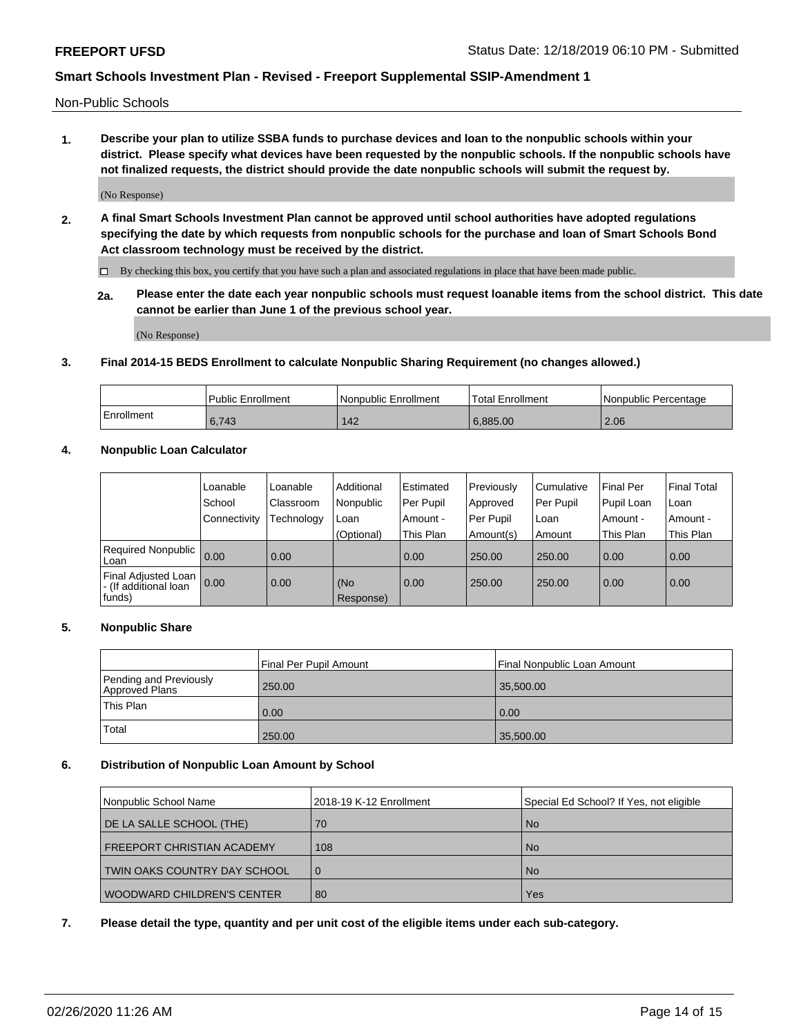Non-Public Schools

**1. Describe your plan to utilize SSBA funds to purchase devices and loan to the nonpublic schools within your district. Please specify what devices have been requested by the nonpublic schools. If the nonpublic schools have not finalized requests, the district should provide the date nonpublic schools will submit the request by.**

(No Response)

**2. A final Smart Schools Investment Plan cannot be approved until school authorities have adopted regulations specifying the date by which requests from nonpublic schools for the purchase and loan of Smart Schools Bond Act classroom technology must be received by the district.**

☐ By checking this box, you certify that you have such a plan and associated regulations in place that have been made public.

**2a. Please enter the date each year nonpublic schools must request loanable items from the school district. This date cannot be earlier than June 1 of the previous school year.**

(No Response)

**3. Final 2014-15 BEDS Enrollment to calculate Nonpublic Sharing Requirement (no changes allowed.)**

| | Public Enrollment | Nonpublic Enrollment | Total Enrollment | Nonpublic Percentage |
|---|---|---|---|---|
| Enrollment | 6,743 | 142 | 6,885.00 | 2.06 |

**4. Nonpublic Loan Calculator**

| | Loanable School Connectivity | Loanable Classroom Technology | Additional Nonpublic Loan (Optional) | Estimated Per Pupil Amount - This Plan | Previously Approved Per Pupil Amount(s) | Cumulative Per Pupil Loan Amount | Final Per Pupil Loan Amount - This Plan | Final Total Loan Amount - This Plan |
|---|---|---|---|---|---|---|---|---|
| Required Nonpublic Loan | 0.00 | 0.00 | | 0.00 | 250.00 | 250.00 | 0.00 | 0.00 |
| Final Adjusted Loan - (If additional loan funds) | 0.00 | 0.00 | (No Response) | 0.00 | 250.00 | 250.00 | 0.00 | 0.00 |

**5. Nonpublic Share**

| | Final Per Pupil Amount | Final Nonpublic Loan Amount |
|---|---|---|
| Pending and Previously Approved Plans | 250.00 | 35,500.00 |
| This Plan | 0.00 | 0.00 |
| Total | 250.00 | 35,500.00 |

**6. Distribution of Nonpublic Loan Amount by School**

| Nonpublic School Name | 2018-19 K-12 Enrollment | Special Ed School? If Yes, not eligible |
|---|---|---|
| DE LA SALLE SCHOOL (THE) | 70 | No |
| FREEPORT CHRISTIAN ACADEMY | 108 | No |
| TWIN OAKS COUNTRY DAY SCHOOL | 0 | No |
| WOODWARD CHILDREN'S CENTER | 80 | Yes |

**7. Please detail the type, quantity and per unit cost of the eligible items under each sub-category.**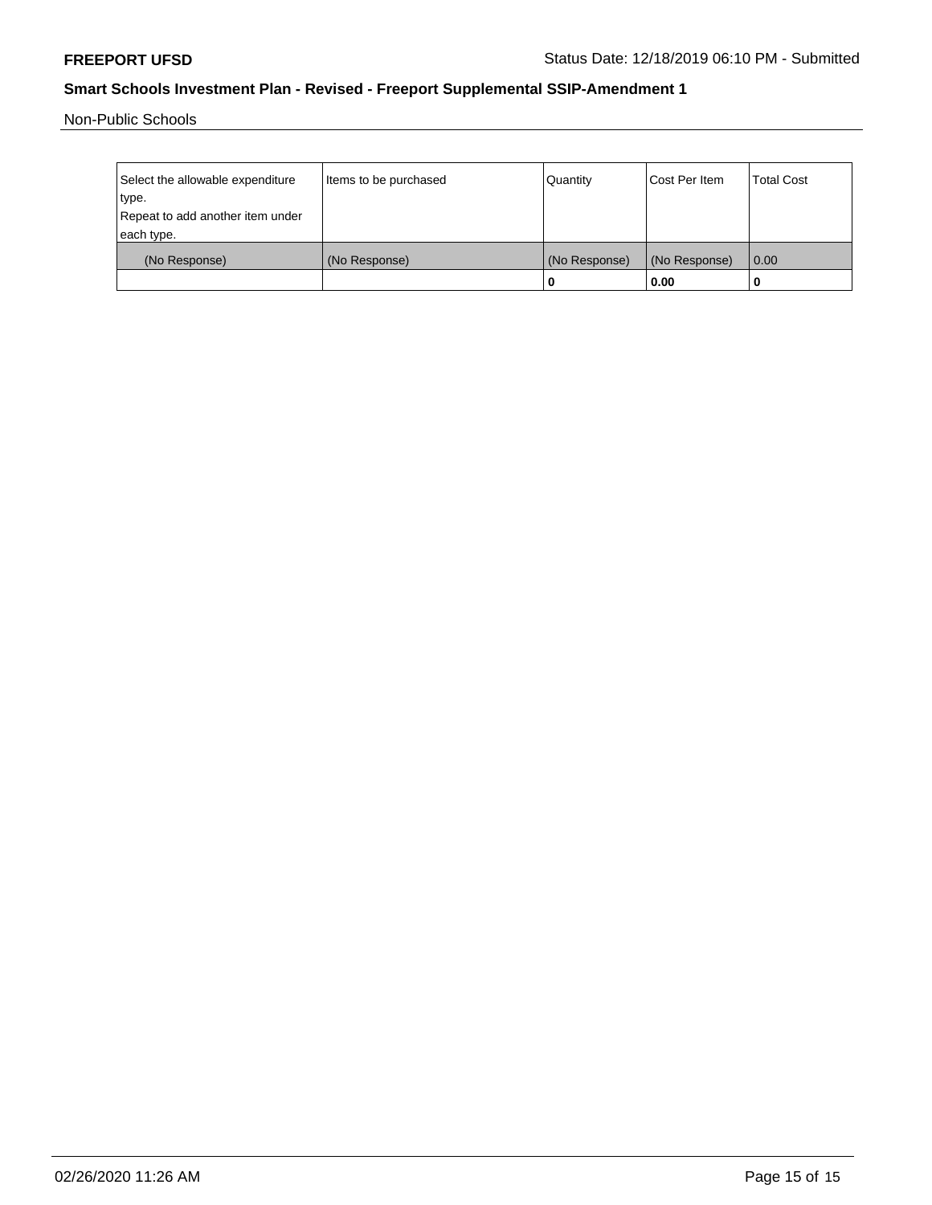Non-Public Schools

| Select the allowable expenditure type.<br>Repeat to add another item under each type. | Items to be purchased | Quantity | Cost Per Item | Total Cost |
|---|---|---|---|---|
| (No Response) | (No Response) | (No Response) | (No Response) | 0.00 |
| | | **0** | **0.00** | **0** |